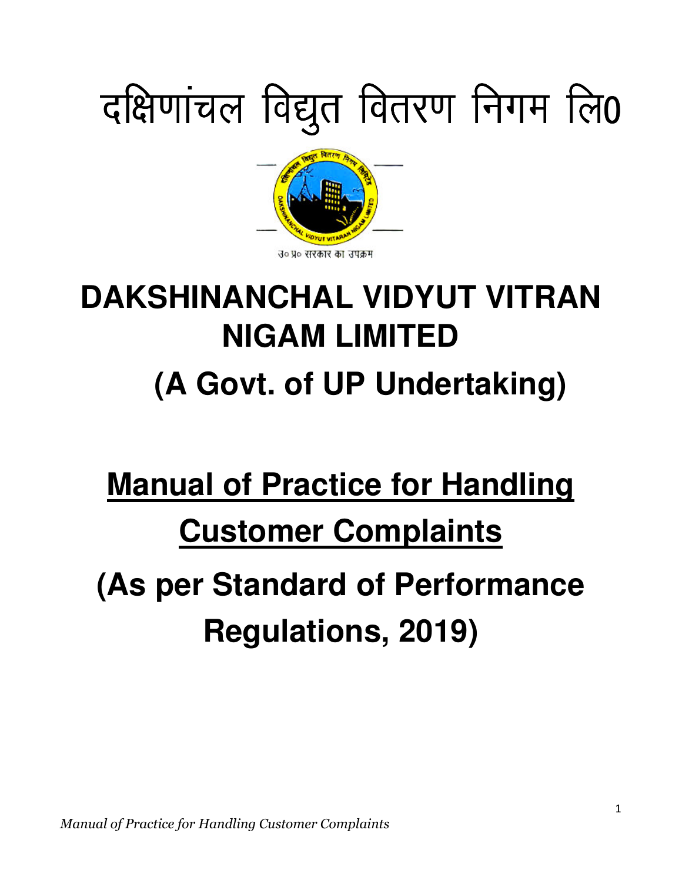# दक्षिणांचल विद्युत वितरण निगम लि0

उ० प्र० सरकार का उपक्रम

# DAKSHINANCHAL VIDYUT VITRAN NIGAM LIMITED

## (A Govt. of UP Undertaking)

# Manual of Practice for Handling Customer Complaints

# (As per Standard of Performance Regulations, 2019)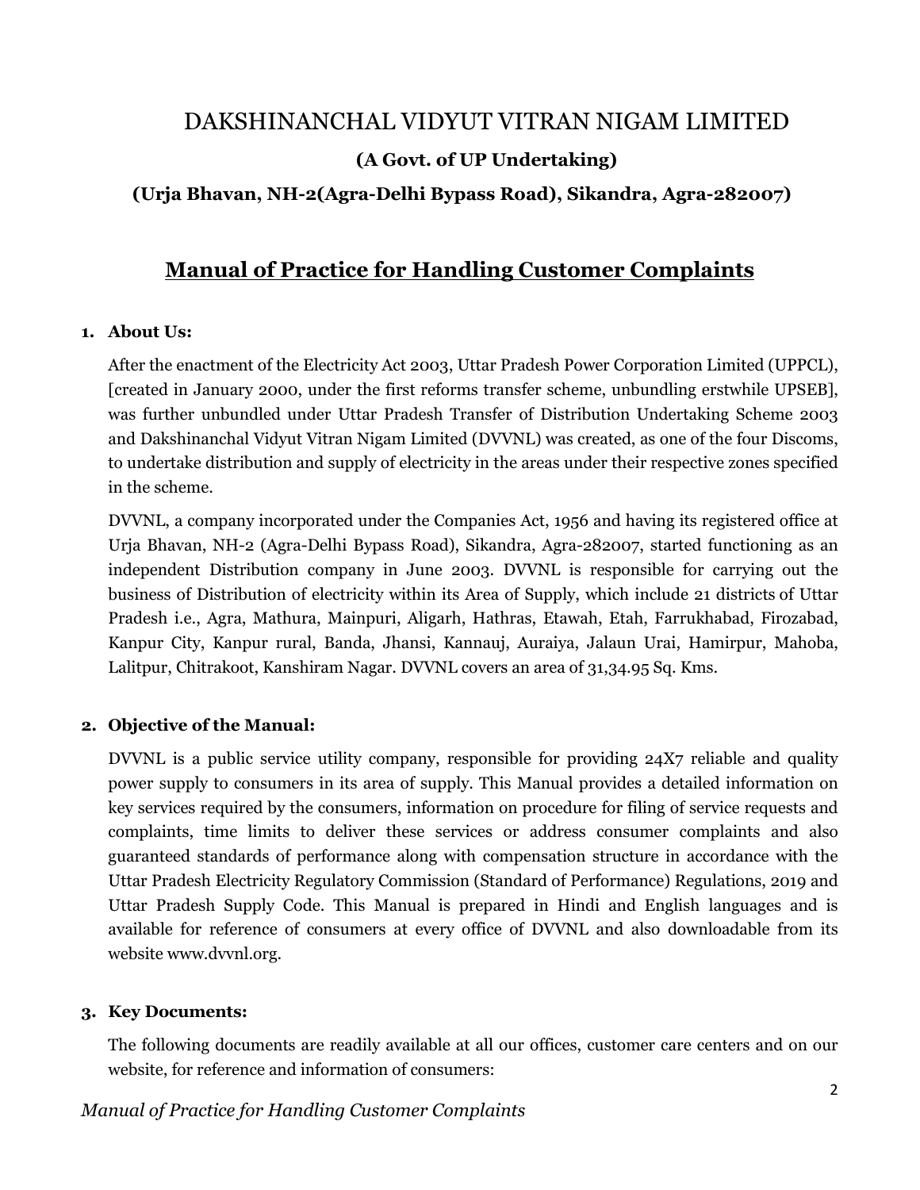# DAKSHINANCHAL VIDYUT VITRAN NIGAM LIMITED

**(A Govt. of UP Undertaking)**

**(Urja Bhavan, NH-2(Agra-Delhi Bypass Road), Sikandra, Agra-282007)**

## Manual of Practice for Handling Customer Complaints

**1. About Us:**

After the enactment of the Electricity Act 2003, Uttar Pradesh Power Corporation Limited (UPPCL), [created in January 2000, under the first reforms transfer scheme, unbundling erstwhile UPSEB], was further unbundled under Uttar Pradesh Transfer of Distribution Undertaking Scheme 2003 and Dakshinanchal Vidyut Vitran Nigam Limited (DVVNL) was created, as one of the four Discoms, to undertake distribution and supply of electricity in the areas under their respective zones specified in the scheme.

DVVNL, a company incorporated under the Companies Act, 1956 and having its registered office at Urja Bhavan, NH-2 (Agra-Delhi Bypass Road), Sikandra, Agra-282007, started functioning as an independent Distribution company in June 2003. DVVNL is responsible for carrying out the business of Distribution of electricity within its Area of Supply, which include 21 districts of Uttar Pradesh i.e., Agra, Mathura, Mainpuri, Aligarh, Hathras, Etawah, Etah, Farrukhabad, Firozabad, Kanpur City, Kanpur rural, Banda, Jhansi, Kannauj, Auraiya, Jalaun Urai, Hamirpur, Mahoba, Lalitpur, Chitrakoot, Kanshiram Nagar. DVVNL covers an area of 31,34.95 Sq. Kms.

**2. Objective of the Manual:**

DVVNL is a public service utility company, responsible for providing 24X7 reliable and quality power supply to consumers in its area of supply. This Manual provides a detailed information on key services required by the consumers, information on procedure for filing of service requests and complaints, time limits to deliver these services or address consumer complaints and also guaranteed standards of performance along with compensation structure in accordance with the Uttar Pradesh Electricity Regulatory Commission (Standard of Performance) Regulations, 2019 and Uttar Pradesh Supply Code. This Manual is prepared in Hindi and English languages and is available for reference of consumers at every office of DVVNL and also downloadable from its website www.dvvnl.org.

**3. Key Documents:**

The following documents are readily available at all our offices, customer care centers and on our website, for reference and information of consumers: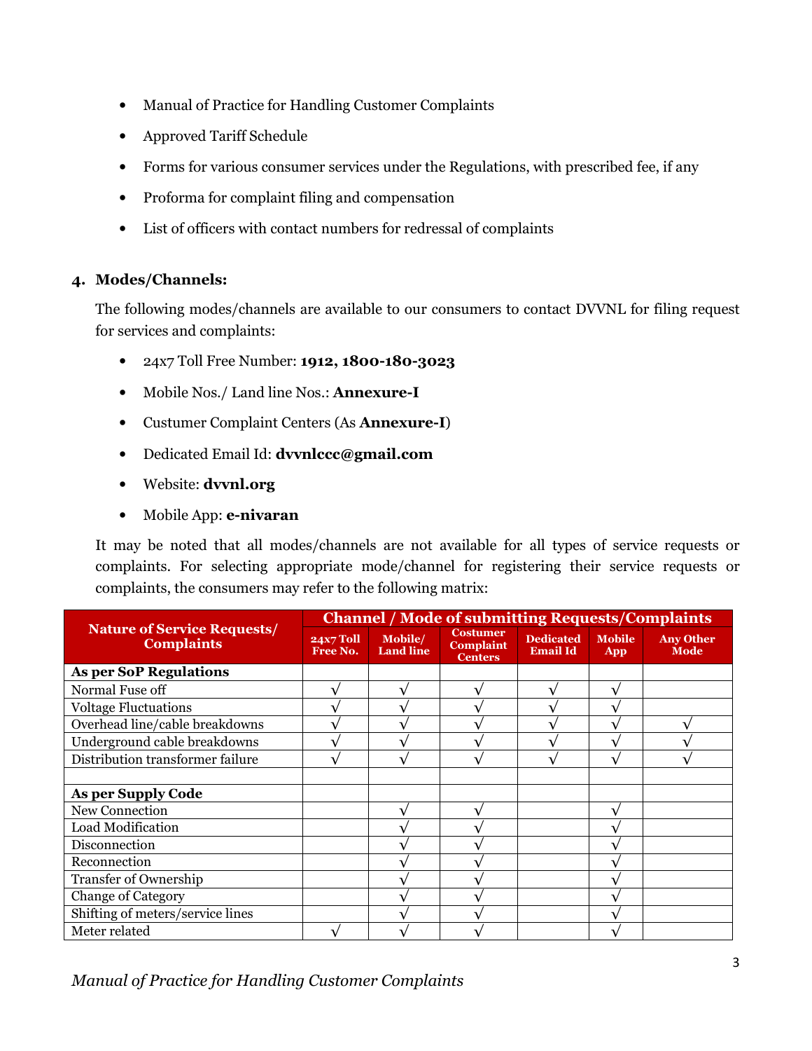- Manual of Practice for Handling Customer Complaints
- Approved Tariff Schedule
- Forms for various consumer services under the Regulations, with prescribed fee, if any
- Proforma for complaint filing and compensation
- List of officers with contact numbers for redressal of complaints

4. **Modes/Channels:**

The following modes/channels are available to our consumers to contact DVVNL for filing request for services and complaints:

- 24x7 Toll Free Number: **1912, 1800-180-3023**
- Mobile Nos./ Land line Nos.: **Annexure-I**
- Custumer Complaint Centers (As **Annexure-I**)
- Dedicated Email Id: **dvvnlccc@gmail.com**
- Website: **dvvnl.org**
- Mobile App: **e-nivaran**

It may be noted that all modes/channels are not available for all types of service requests or complaints. For selecting appropriate mode/channel for registering their service requests or complaints, the consumers may refer to the following matrix:

| Nature of Service Requests/ Complaints | Channel / Mode of submitting Requests/Complaints | | | | | |
|---|---|---|---|---|---|---|
| | 24x7 Toll Free No. | Mobile/ Land line | Costumer Complaint Centers | Dedicated Email Id | Mobile App | Any Other Mode |
| **As per SoP Regulations** | | | | | | |
| Normal Fuse off | √ | √ | √ | √ | √ | |
| Voltage Fluctuations | √ | √ | √ | √ | √ | |
| Overhead line/cable breakdowns | √ | √ | √ | √ | √ | √ |
| Underground cable breakdowns | √ | √ | √ | √ | √ | √ |
| Distribution transformer failure | √ | √ | √ | √ | √ | √ |
| | | | | | | |
| **As per Supply Code** | | | | | | |
| New Connection | | √ | √ | | √ | |
| Load Modification | | √ | √ | | √ | |
| Disconnection | | √ | √ | | √ | |
| Reconnection | | √ | √ | | √ | |
| Transfer of Ownership | | √ | √ | | √ | |
| Change of Category | | √ | √ | | √ | |
| Shifting of meters/service lines | | √ | √ | | √ | |
| Meter related | √ | √ | √ | | √ | |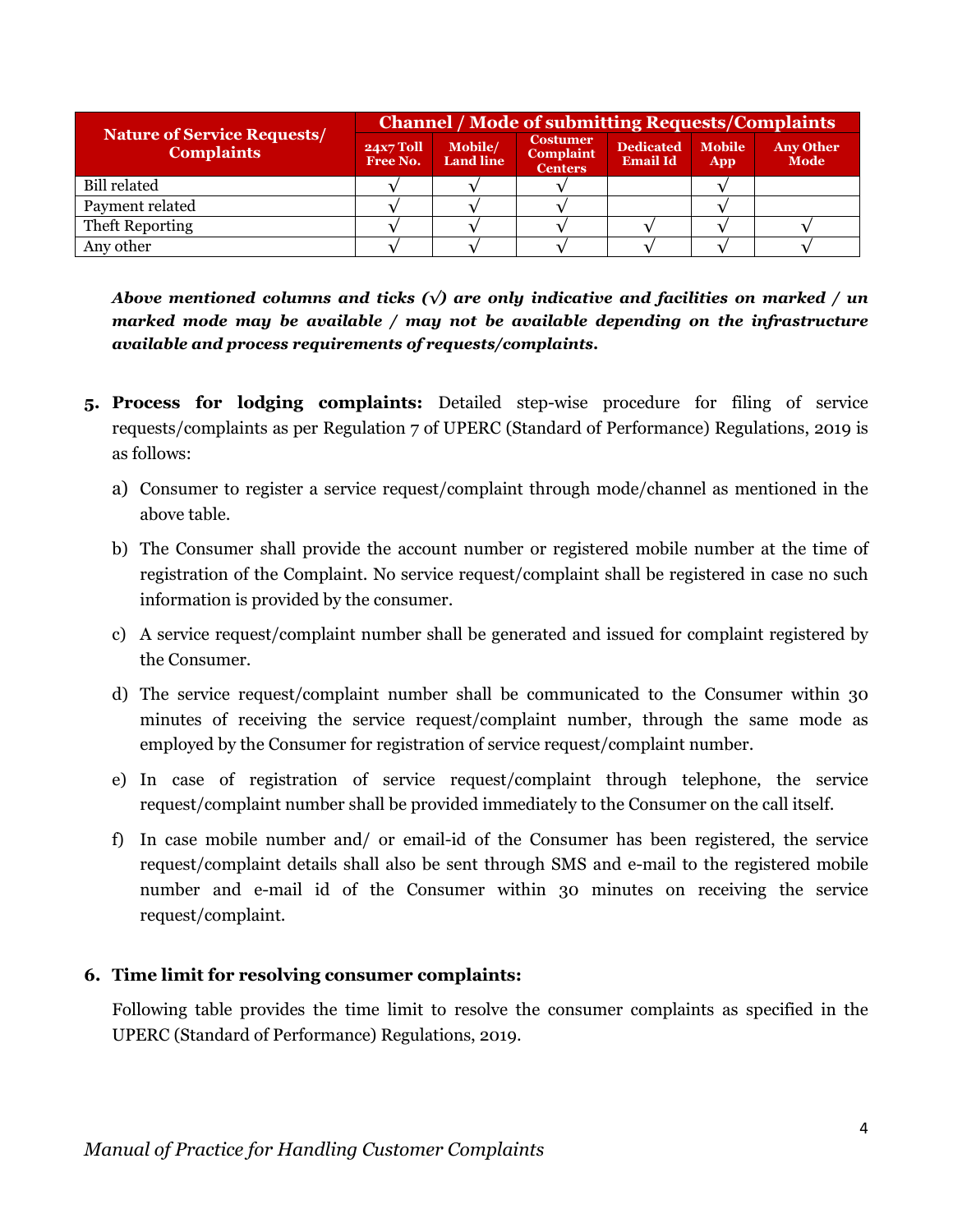| Nature of Service Requests/ Complaints | Channel / Mode of submitting Requests/Complaints | | | | | |
|---|---|---|---|---|---|---|
| | 24x7 Toll Free No. | Mobile/ Land line | Costumer Complaint Centers | Dedicated Email Id | Mobile App | Any Other Mode |
| Bill related | √ | √ | √ | | √ | |
| Payment related | √ | √ | √ | | √ | |
| Theft Reporting | √ | √ | √ | √ | √ | √ |
| Any other | √ | √ | √ | √ | √ | √ |

***Above mentioned columns and ticks (√) are only indicative and facilities on marked / un marked mode may be available / may not be available depending on the infrastructure available and process requirements of requests/complaints.***

5. **Process for lodging complaints:** Detailed step-wise procedure for filing of service requests/complaints as per Regulation 7 of UPERC (Standard of Performance) Regulations, 2019 is as follows:

   a) Consumer to register a service request/complaint through mode/channel as mentioned in the above table.

   b) The Consumer shall provide the account number or registered mobile number at the time of registration of the Complaint. No service request/complaint shall be registered in case no such information is provided by the consumer.

   c) A service request/complaint number shall be generated and issued for complaint registered by the Consumer.

   d) The service request/complaint number shall be communicated to the Consumer within 30 minutes of receiving the service request/complaint number, through the same mode as employed by the Consumer for registration of service request/complaint number.

   e) In case of registration of service request/complaint through telephone, the service request/complaint number shall be provided immediately to the Consumer on the call itself.

   f) In case mobile number and/ or email-id of the Consumer has been registered, the service request/complaint details shall also be sent through SMS and e-mail to the registered mobile number and e-mail id of the Consumer within 30 minutes on receiving the service request/complaint.

6. **Time limit for resolving consumer complaints:**

   Following table provides the time limit to resolve the consumer complaints as specified in the UPERC (Standard of Performance) Regulations, 2019.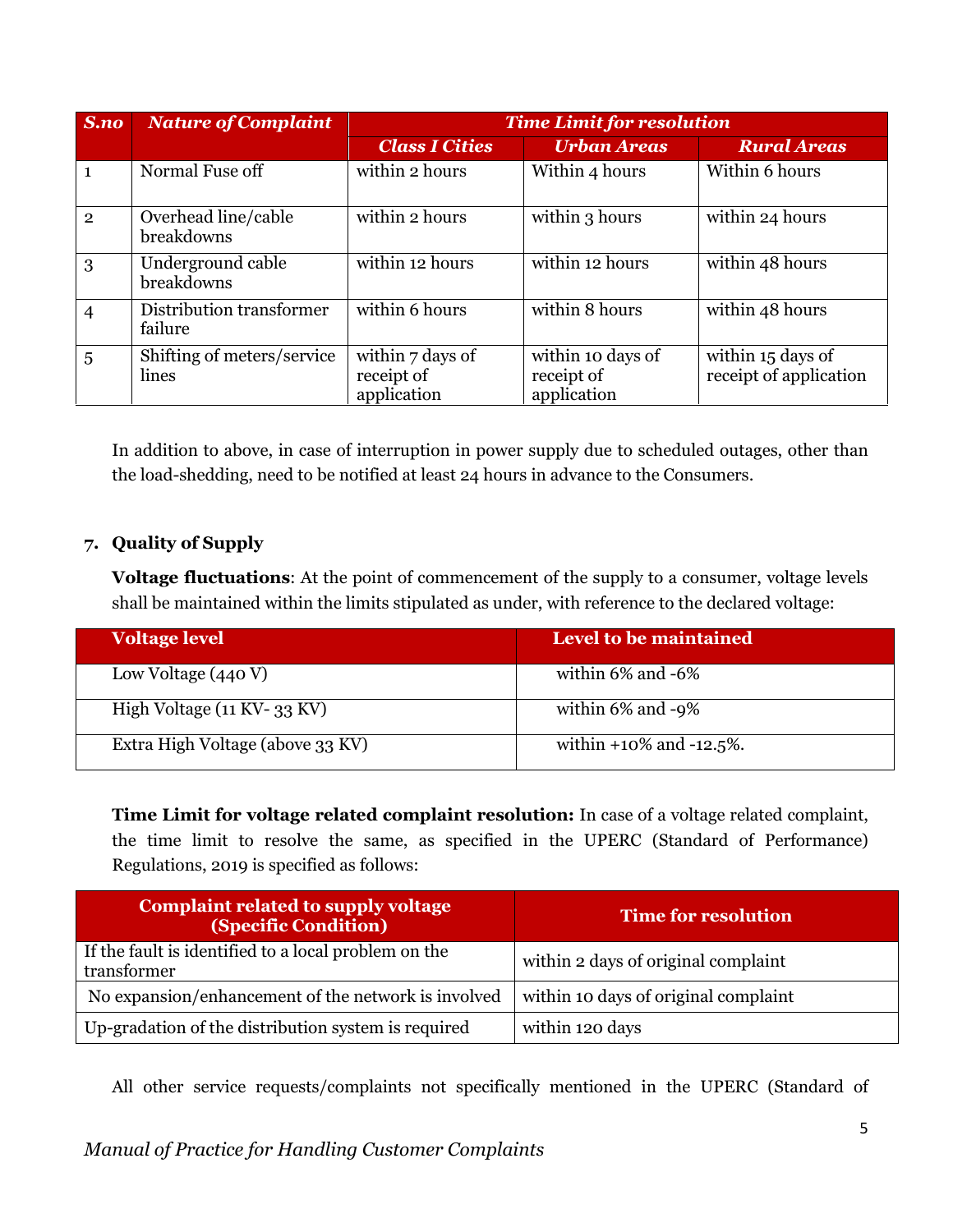| S.no | Nature of Complaint | Time Limit for resolution | | |
|---|---|---|---|---|
| | | Class I Cities | Urban Areas | Rural Areas |
| 1 | Normal Fuse off | within 2 hours | Within 4 hours | Within 6 hours |
| 2 | Overhead line/cable breakdowns | within 2 hours | within 3 hours | within 24 hours |
| 3 | Underground cable breakdowns | within 12 hours | within 12 hours | within 48 hours |
| 4 | Distribution transformer failure | within 6 hours | within 8 hours | within 48 hours |
| 5 | Shifting of meters/service lines | within 7 days of receipt of application | within 10 days of receipt of application | within 15 days of receipt of application |

In addition to above, in case of interruption in power supply due to scheduled outages, other than the load-shedding, need to be notified at least 24 hours in advance to the Consumers.

## 7. Quality of Supply

**Voltage fluctuations**: At the point of commencement of the supply to a consumer, voltage levels shall be maintained within the limits stipulated as under, with reference to the declared voltage:

| Voltage level | Level to be maintained |
|---|---|
| Low Voltage (440 V) | within 6% and -6% |
| High Voltage (11 KV- 33 KV) | within 6% and -9% |
| Extra High Voltage (above 33 KV) | within +10% and -12.5%. |

**Time Limit for voltage related complaint resolution:** In case of a voltage related complaint, the time limit to resolve the same, as specified in the UPERC (Standard of Performance) Regulations, 2019 is specified as follows:

| Complaint related to supply voltage (Specific Condition) | Time for resolution |
|---|---|
| If the fault is identified to a local problem on the transformer | within 2 days of original complaint |
| No expansion/enhancement of the network is involved | within 10 days of original complaint |
| Up-gradation of the distribution system is required | within 120 days |

All other service requests/complaints not specifically mentioned in the UPERC (Standard of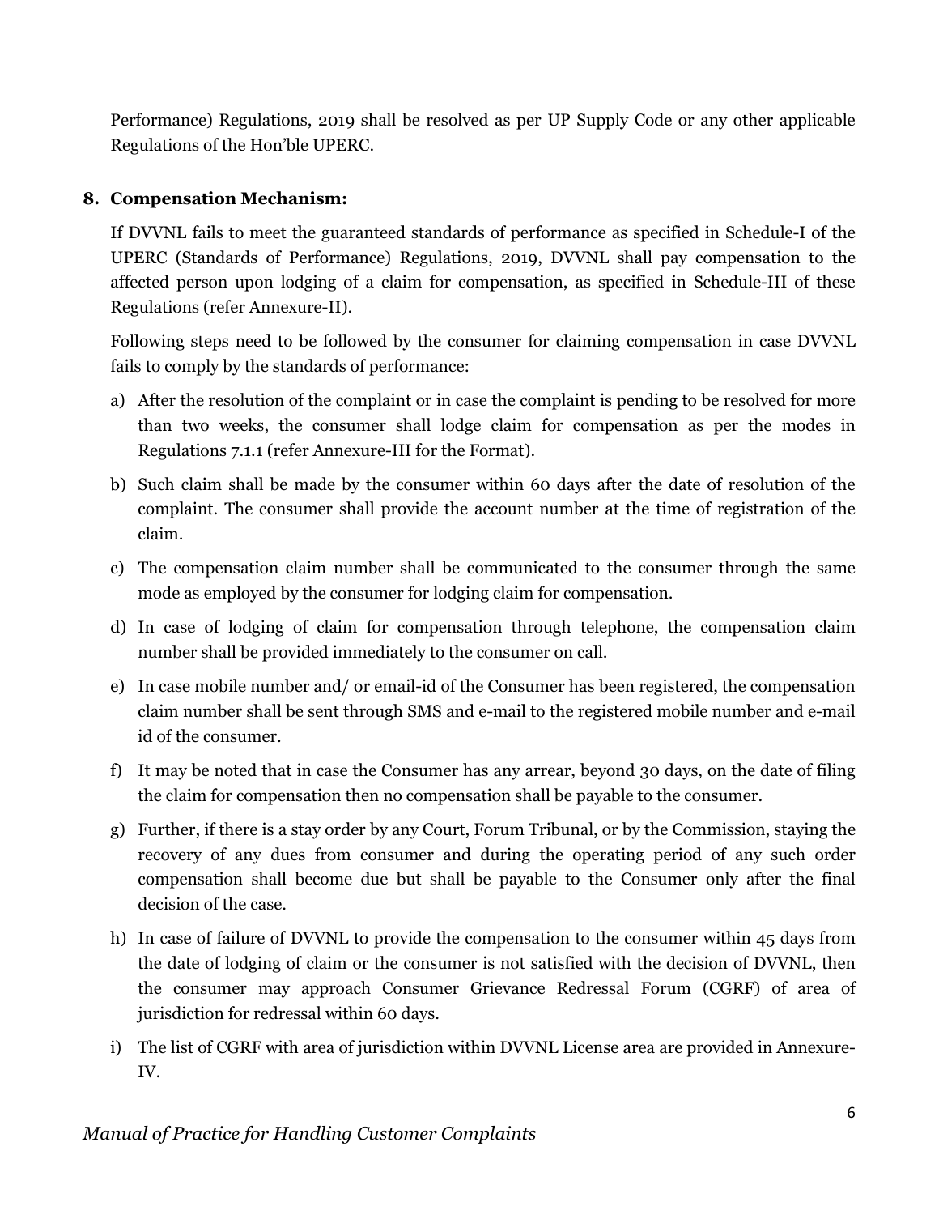Performance) Regulations, 2019 shall be resolved as per UP Supply Code or any other applicable Regulations of the Hon'ble UPERC.

## 8. Compensation Mechanism:

If DVVNL fails to meet the guaranteed standards of performance as specified in Schedule-I of the UPERC (Standards of Performance) Regulations, 2019, DVVNL shall pay compensation to the affected person upon lodging of a claim for compensation, as specified in Schedule-III of these Regulations (refer Annexure-II).

Following steps need to be followed by the consumer for claiming compensation in case DVVNL fails to comply by the standards of performance:

a) After the resolution of the complaint or in case the complaint is pending to be resolved for more than two weeks, the consumer shall lodge claim for compensation as per the modes in Regulations 7.1.1 (refer Annexure-III for the Format).

b) Such claim shall be made by the consumer within 60 days after the date of resolution of the complaint. The consumer shall provide the account number at the time of registration of the claim.

c) The compensation claim number shall be communicated to the consumer through the same mode as employed by the consumer for lodging claim for compensation.

d) In case of lodging of claim for compensation through telephone, the compensation claim number shall be provided immediately to the consumer on call.

e) In case mobile number and/ or email-id of the Consumer has been registered, the compensation claim number shall be sent through SMS and e-mail to the registered mobile number and e-mail id of the consumer.

f) It may be noted that in case the Consumer has any arrear, beyond 30 days, on the date of filing the claim for compensation then no compensation shall be payable to the consumer.

g) Further, if there is a stay order by any Court, Forum Tribunal, or by the Commission, staying the recovery of any dues from consumer and during the operating period of any such order compensation shall become due but shall be payable to the Consumer only after the final decision of the case.

h) In case of failure of DVVNL to provide the compensation to the consumer within 45 days from the date of lodging of claim or the consumer is not satisfied with the decision of DVVNL, then the consumer may approach Consumer Grievance Redressal Forum (CGRF) of area of jurisdiction for redressal within 60 days.

i) The list of CGRF with area of jurisdiction within DVVNL License area are provided in Annexure-IV.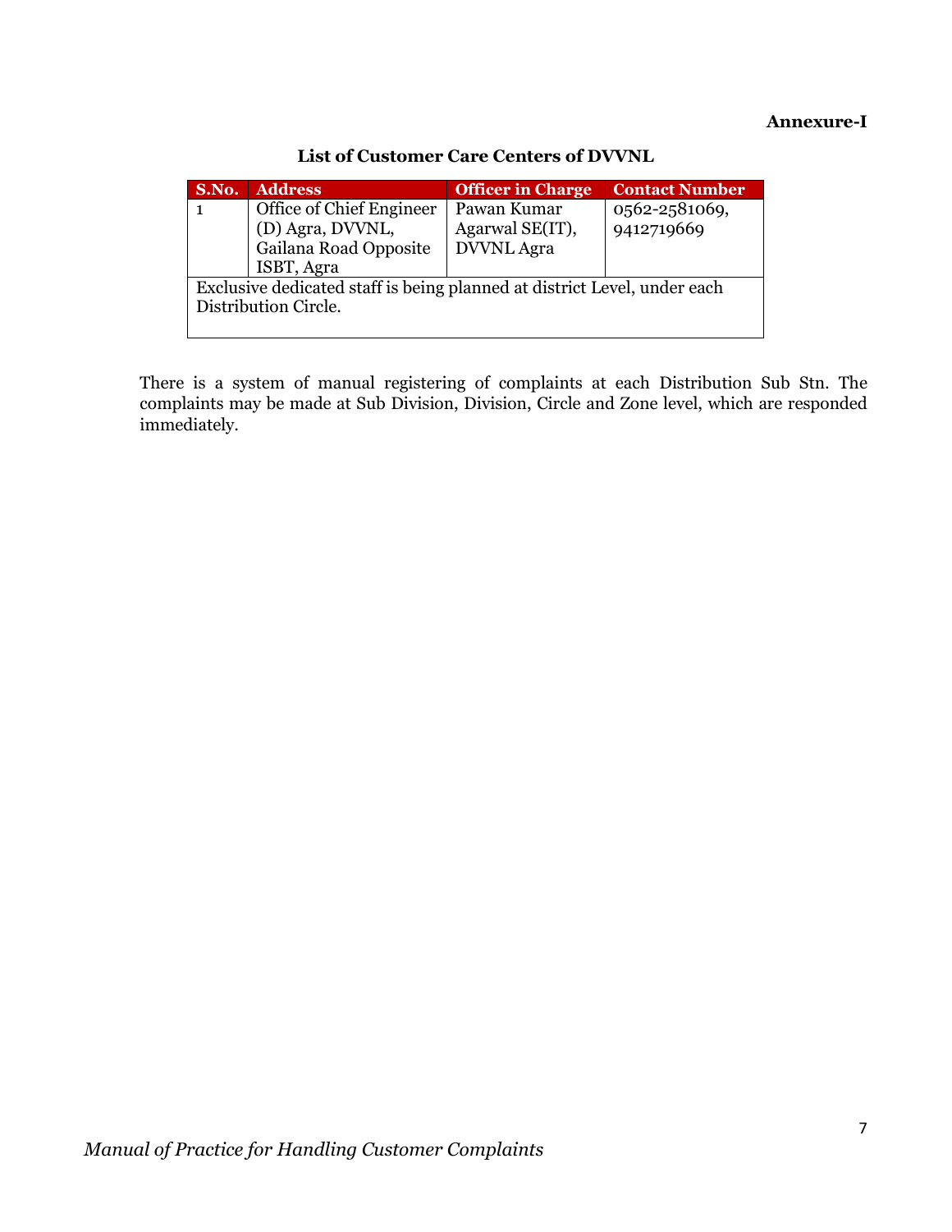**Annexure-I**

### List of Customer Care Centers of DVVNL

| S.No. | Address | Officer in Charge | Contact Number |
|---|---|---|---|
| 1 | Office of Chief Engineer (D) Agra, DVVNL, Gailana Road Opposite ISBT, Agra | Pawan Kumar Agarwal SE(IT), DVVNL Agra | 0562-2581069, 9412719669 |
| Exclusive dedicated staff is being planned at district Level, under each Distribution Circle. | | | |

There is a system of manual registering of complaints at each Distribution Sub Stn. The complaints may be made at Sub Division, Division, Circle and Zone level, which are responded immediately.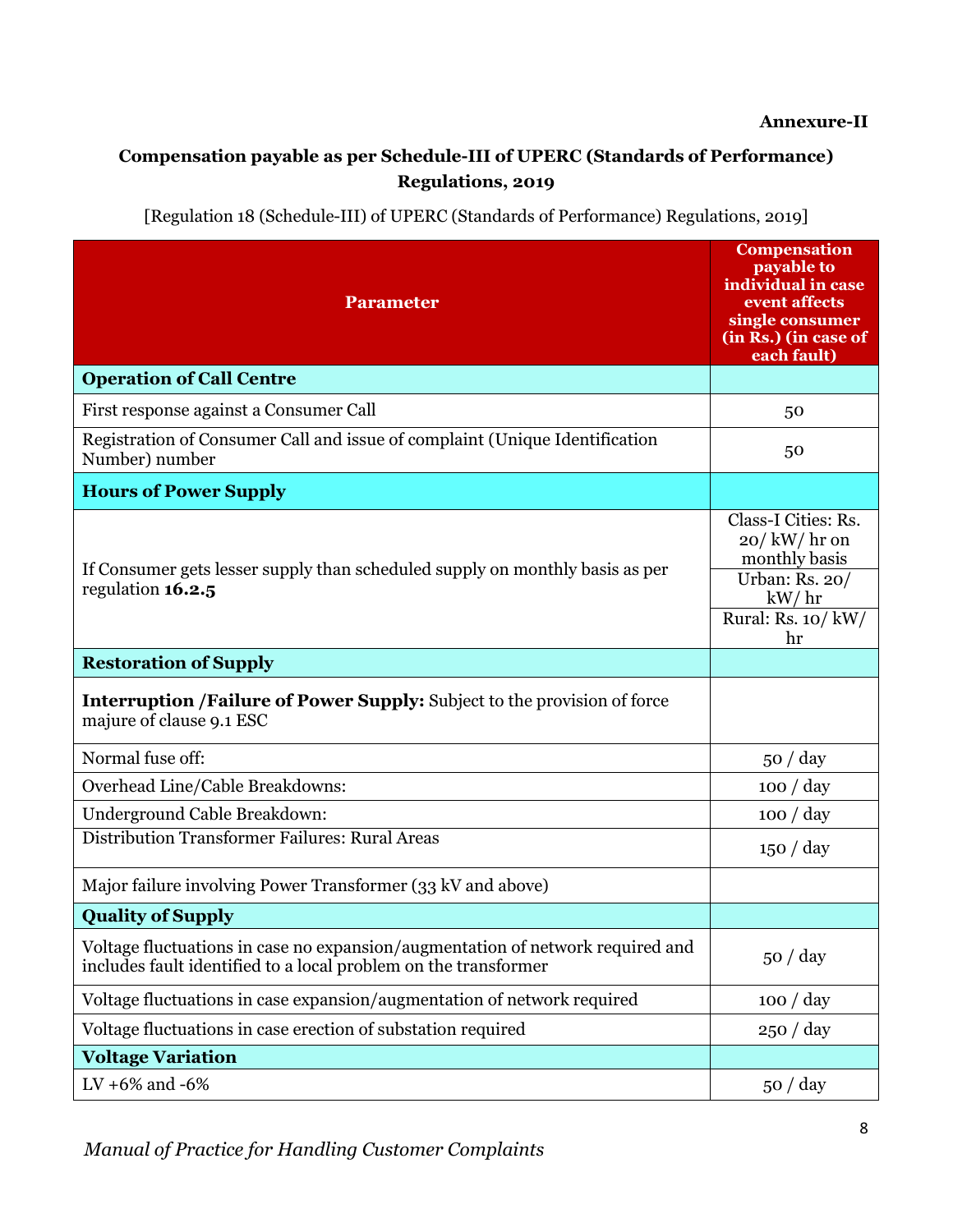**Annexure-II**

## Compensation payable as per Schedule-III of UPERC (Standards of Performance) Regulations, 2019

[Regulation 18 (Schedule-III) of UPERC (Standards of Performance) Regulations, 2019]

| Parameter | Compensation payable to individual in case event affects single consumer (in Rs.) (in case of each fault) |
|---|---|
| **Operation of Call Centre** | |
| First response against a Consumer Call | 50 |
| Registration of Consumer Call and issue of complaint (Unique Identification Number) number | 50 |
| **Hours of Power Supply** | |
| If Consumer gets lesser supply than scheduled supply on monthly basis as per regulation **16.2.5** | Class-I Cities: Rs. 20/ kW/ hr on monthly basis |
| | Urban: Rs. 20/ kW/ hr |
| | Rural: Rs. 10/ kW/ hr |
| **Restoration of Supply** | |
| **Interruption /Failure of Power Supply:** Subject to the provision of force majure of clause 9.1 ESC | |
| Normal fuse off: | 50 / day |
| Overhead Line/Cable Breakdowns: | 100 / day |
| Underground Cable Breakdown: | 100 / day |
| Distribution Transformer Failures: Rural Areas | 150 / day |
| Major failure involving Power Transformer (33 kV and above) | |
| **Quality of Supply** | |
| Voltage fluctuations in case no expansion/augmentation of network required and includes fault identified to a local problem on the transformer | 50 / day |
| Voltage fluctuations in case expansion/augmentation of network required | 100 / day |
| Voltage fluctuations in case erection of substation required | 250 / day |
| **Voltage Variation** | |
| LV +6% and -6% | 50 / day |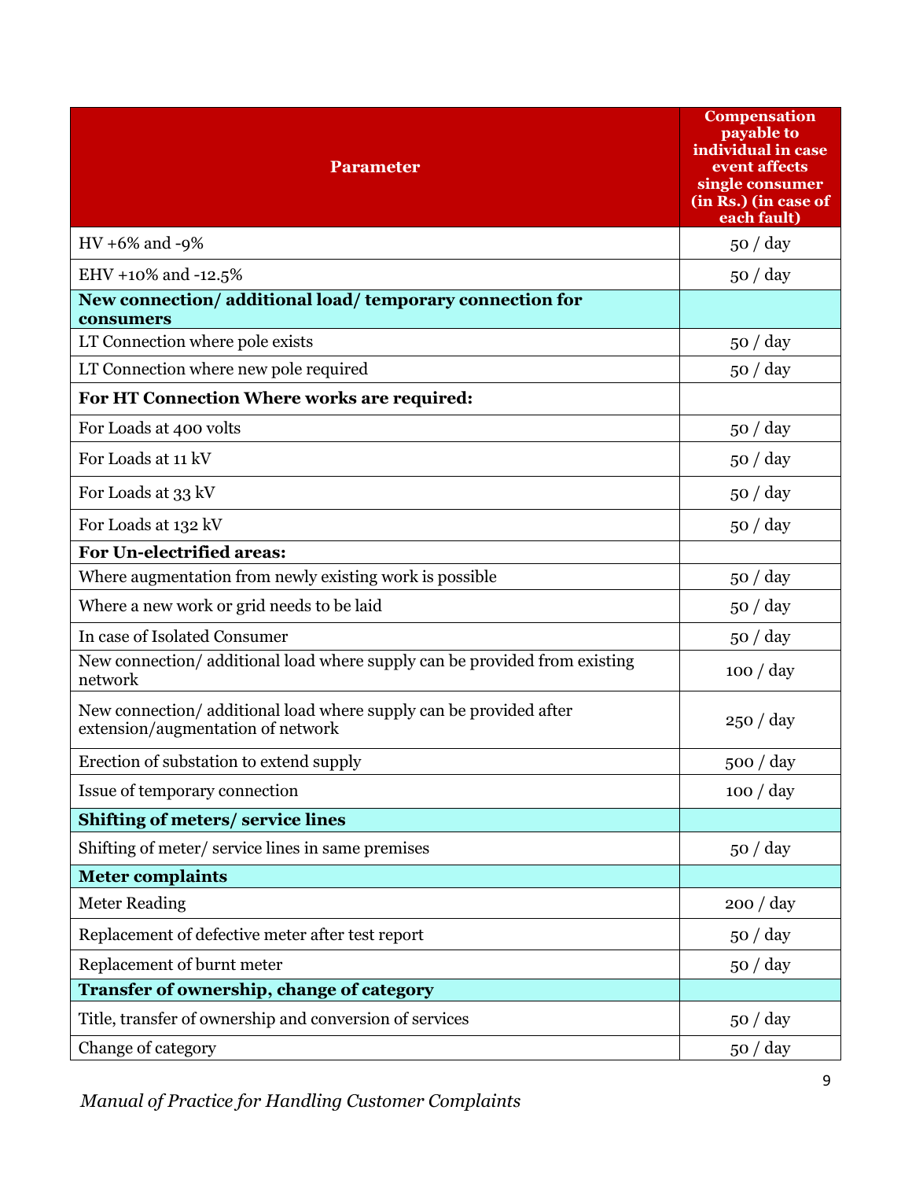| Parameter | Compensation payable to individual in case event affects single consumer (in Rs.) (in case of each fault) |
|---|---|
| HV +6% and -9% | 50 / day |
| EHV +10% and -12.5% | 50 / day |
| **New connection/ additional load/ temporary connection for consumers** | |
| LT Connection where pole exists | 50 / day |
| LT Connection where new pole required | 50 / day |
| **For HT Connection Where works are required:** | |
| For Loads at 400 volts | 50 / day |
| For Loads at 11 kV | 50 / day |
| For Loads at 33 kV | 50 / day |
| For Loads at 132 kV | 50 / day |
| **For Un-electrified areas:** | |
| Where augmentation from newly existing work is possible | 50 / day |
| Where a new work or grid needs to be laid | 50 / day |
| In case of Isolated Consumer | 50 / day |
| New connection/ additional load where supply can be provided from existing network | 100 / day |
| New connection/ additional load where supply can be provided after extension/augmentation of network | 250 / day |
| Erection of substation to extend supply | 500 / day |
| Issue of temporary connection | 100 / day |
| **Shifting of meters/ service lines** | |
| Shifting of meter/ service lines in same premises | 50 / day |
| **Meter complaints** | |
| Meter Reading | 200 / day |
| Replacement of defective meter after test report | 50 / day |
| Replacement of burnt meter | 50 / day |
| **Transfer of ownership, change of category** | |
| Title, transfer of ownership and conversion of services | 50 / day |
| Change of category | 50 / day |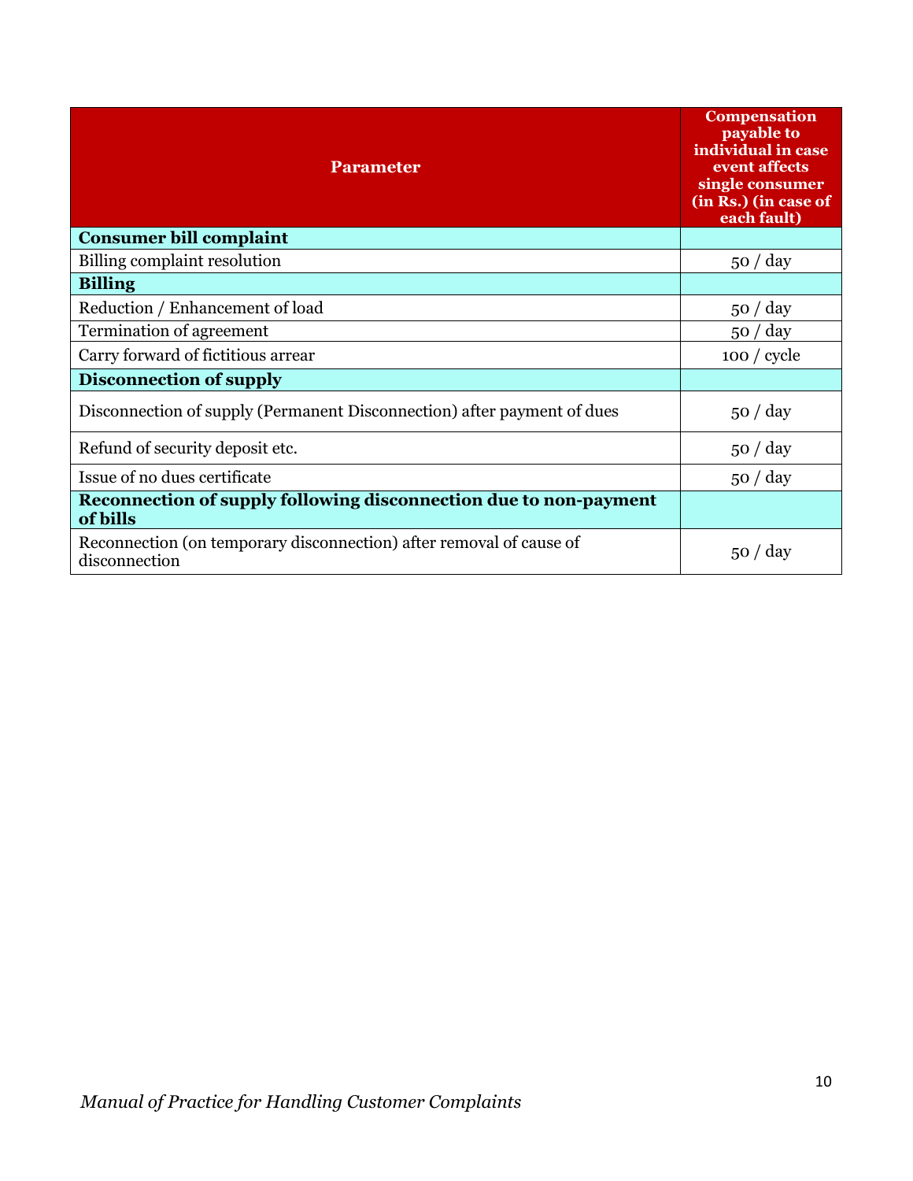| Parameter | Compensation payable to individual in case event affects single consumer (in Rs.) (in case of each fault) |
|---|---|
| **Consumer bill complaint** | |
| Billing complaint resolution | 50 / day |
| **Billing** | |
| Reduction / Enhancement of load | 50 / day |
| Termination of agreement | 50 / day |
| Carry forward of fictitious arrear | 100 / cycle |
| **Disconnection of supply** | |
| Disconnection of supply (Permanent Disconnection) after payment of dues | 50 / day |
| Refund of security deposit etc. | 50 / day |
| Issue of no dues certificate | 50 / day |
| **Reconnection of supply following disconnection due to non-payment of bills** | |
| Reconnection (on temporary disconnection) after removal of cause of disconnection | 50 / day |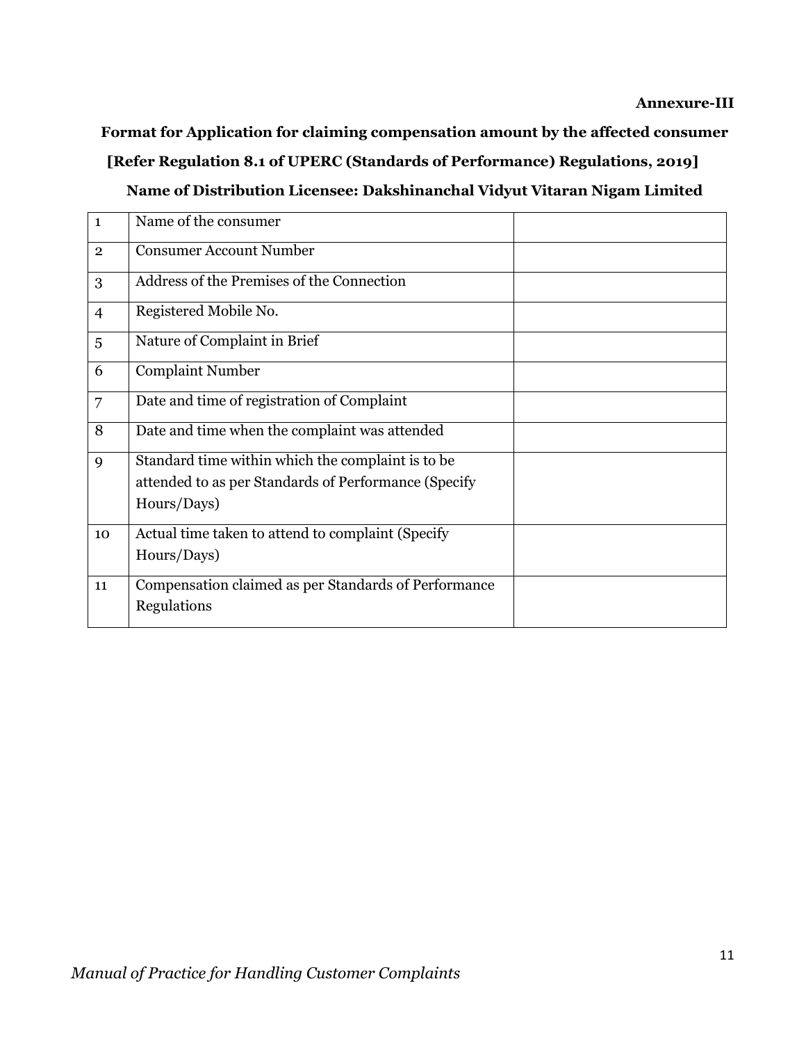**Annexure-III**

**Format for Application for claiming compensation amount by the affected consumer**

**[Refer Regulation 8.1 of UPERC (Standards of Performance) Regulations, 2019]**

**Name of Distribution Licensee: Dakshinanchal Vidyut Vitaran Nigam Limited**

| | | |
|---|---|---|
| 1 | Name of the consumer | |
| 2 | Consumer Account Number | |
| 3 | Address of the Premises of the Connection | |
| 4 | Registered Mobile No. | |
| 5 | Nature of Complaint in Brief | |
| 6 | Complaint Number | |
| 7 | Date and time of registration of Complaint | |
| 8 | Date and time when the complaint was attended | |
| 9 | Standard time within which the complaint is to be attended to as per Standards of Performance (Specify Hours/Days) | |
| 10 | Actual time taken to attend to complaint (Specify Hours/Days) | |
| 11 | Compensation claimed as per Standards of Performance Regulations | |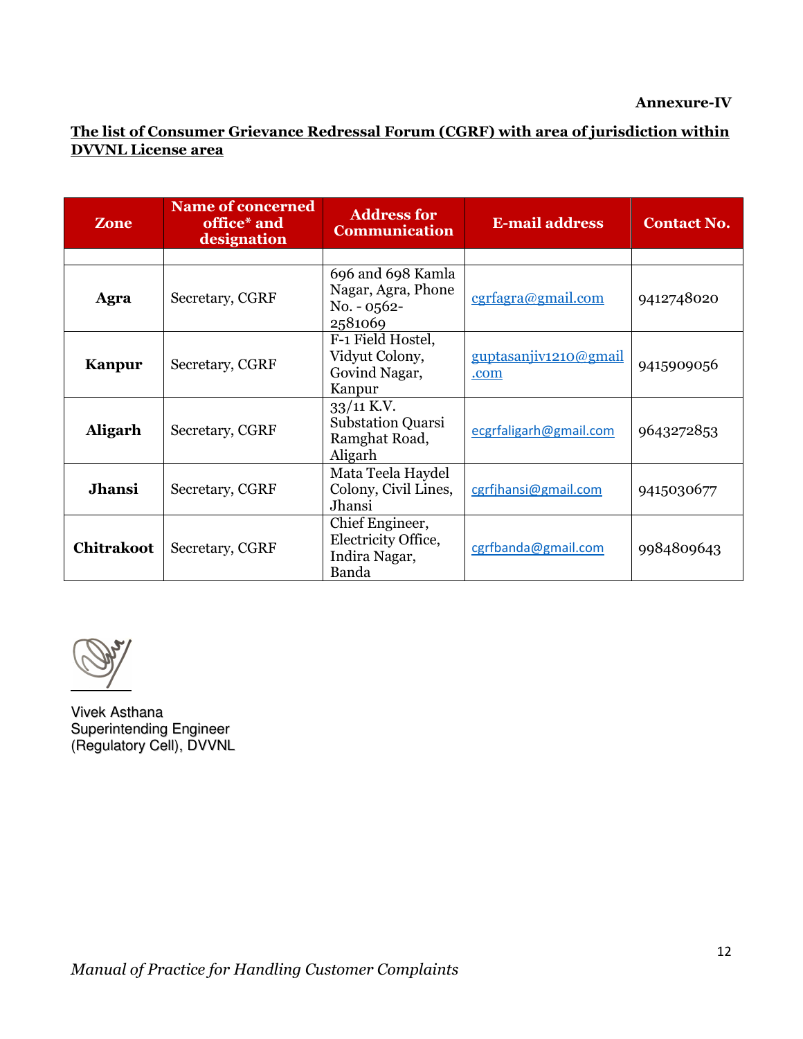**Annexure-IV**

**The list of Consumer Grievance Redressal Forum (CGRF) with area of jurisdiction within DVVNL License area**

| Zone | Name of concerned office* and designation | Address for Communication | E-mail address | Contact No. |
|---|---|---|---|---|
| | | | | |
| **Agra** | Secretary, CGRF | 696 and 698 Kamla Nagar, Agra, Phone No. - 0562-2581069 | cgrfagra@gmail.com | 9412748020 |
| **Kanpur** | Secretary, CGRF | F-1 Field Hostel, Vidyut Colony, Govind Nagar, Kanpur | guptasanjiv1210@gmail.com | 9415909056 |
| **Aligarh** | Secretary, CGRF | 33/11 K.V. Substation Quarsi Ramghat Road, Aligarh | ecgrfaligarh@gmail.com | 9643272853 |
| **Jhansi** | Secretary, CGRF | Mata Teela Haydel Colony, Civil Lines, Jhansi | cgrfjhansi@gmail.com | 9415030677 |
| **Chitrakoot** | Secretary, CGRF | Chief Engineer, Electricity Office, Indira Nagar, Banda | cgrfbanda@gmail.com | 9984809643 |

Vivek Asthana
Superintending Engineer
(Regulatory Cell), DVVNL